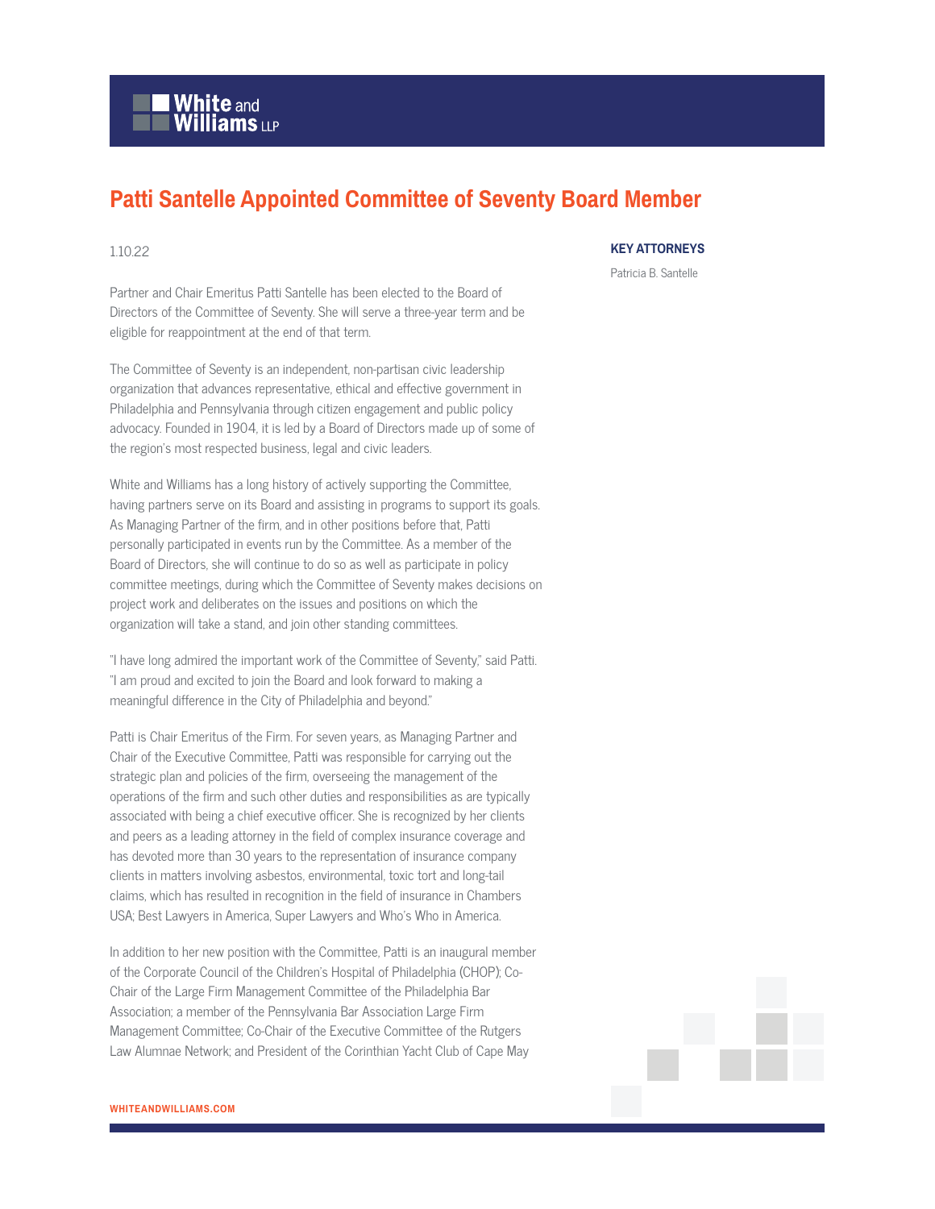# Patti Santelle Appointed Committee of Seventy Board Member

1.10.22

**KEY ATTORNEYS**

Patricia B. Santelle

Partner and Chair Emeritus Patti Santelle has been elected to the Board of Directors of the Committee of Seventy. She will serve a three-year term and be eligible for reappointment at the end of that term.

The Committee of Seventy is an independent, non-partisan civic leadership organization that advances representative, ethical and effective government in Philadelphia and Pennsylvania through citizen engagement and public policy advocacy. Founded in 1904, it is led by a Board of Directors made up of some of the region's most respected business, legal and civic leaders.

White and Williams has a long history of actively supporting the Committee, having partners serve on its Board and assisting in programs to support its goals. As Managing Partner of the firm, and in other positions before that, Patti personally participated in events run by the Committee. As a member of the Board of Directors, she will continue to do so as well as participate in policy committee meetings, during which the Committee of Seventy makes decisions on project work and deliberates on the issues and positions on which the organization will take a stand, and join other standing committees.

"I have long admired the important work of the Committee of Seventy," said Patti. "I am proud and excited to join the Board and look forward to making a meaningful difference in the City of Philadelphia and beyond."

Patti is Chair Emeritus of the Firm. For seven years, as Managing Partner and Chair of the Executive Committee, Patti was responsible for carrying out the strategic plan and policies of the firm, overseeing the management of the operations of the firm and such other duties and responsibilities as are typically associated with being a chief executive officer. She is recognized by her clients and peers as a leading attorney in the field of complex insurance coverage and has devoted more than 30 years to the representation of insurance company clients in matters involving asbestos, environmental, toxic tort and long-tail claims, which has resulted in recognition in the field of insurance in Chambers USA; Best Lawyers in America, Super Lawyers and Who's Who in America.

In addition to her new position with the Committee, Patti is an inaugural member of the Corporate Council of the Children's Hospital of Philadelphia (CHOP); Co-Chair of the Large Firm Management Committee of the Philadelphia Bar Association; a member of the Pennsylvania Bar Association Large Firm Management Committee; Co-Chair of the Executive Committee of the Rutgers Law Alumnae Network; and President of the Corinthian Yacht Club of Cape May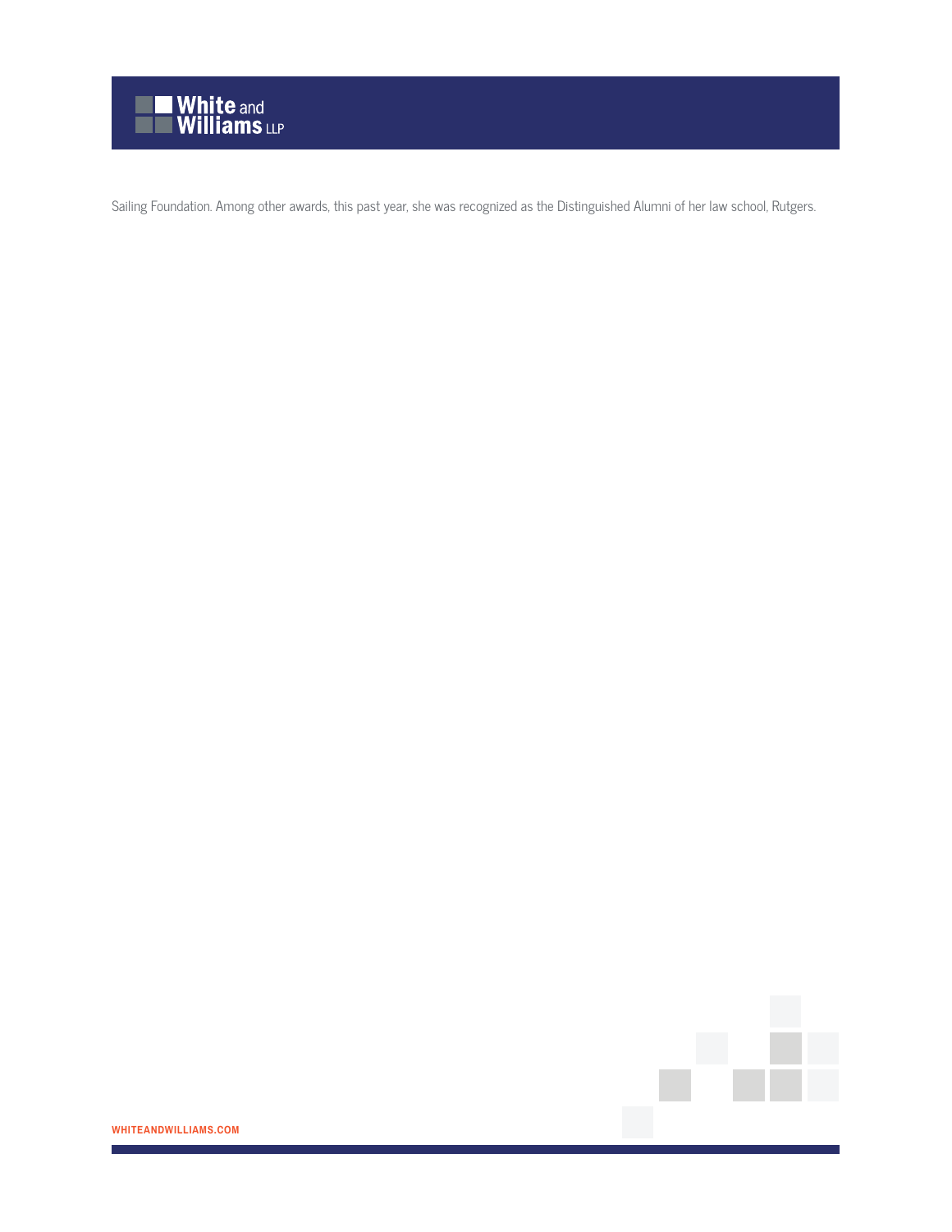Sailing Foundation. Among other awards, this past year, she was recognized as the Distinguished Alumni of her law school, Rutgers.